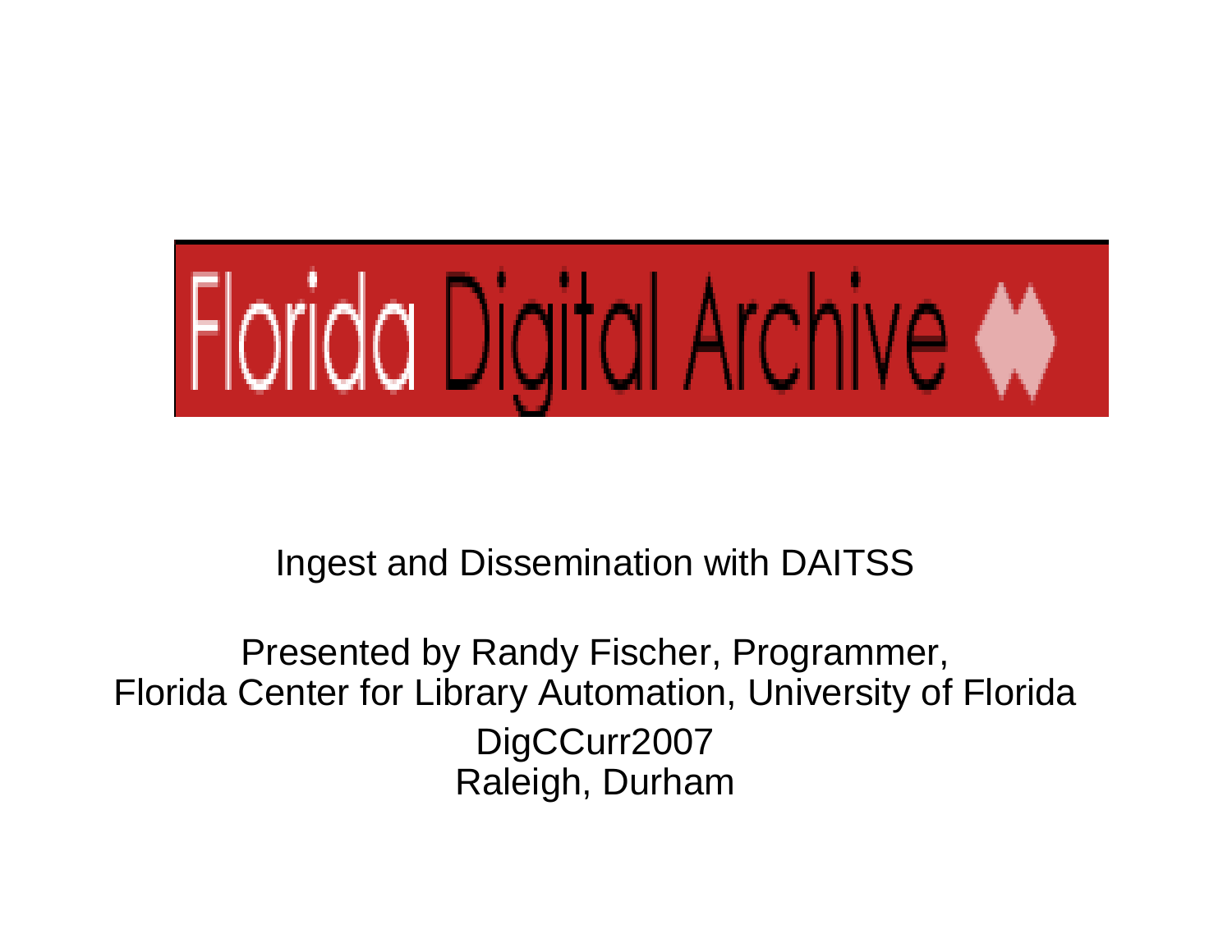# Florida Digital Archive

Ingest and Dissemination with DAITSS

Presented by Randy Fischer, Programmer,
Florida Center for Library Automation, University of Florida
DigCCurr2007
Raleigh, Durham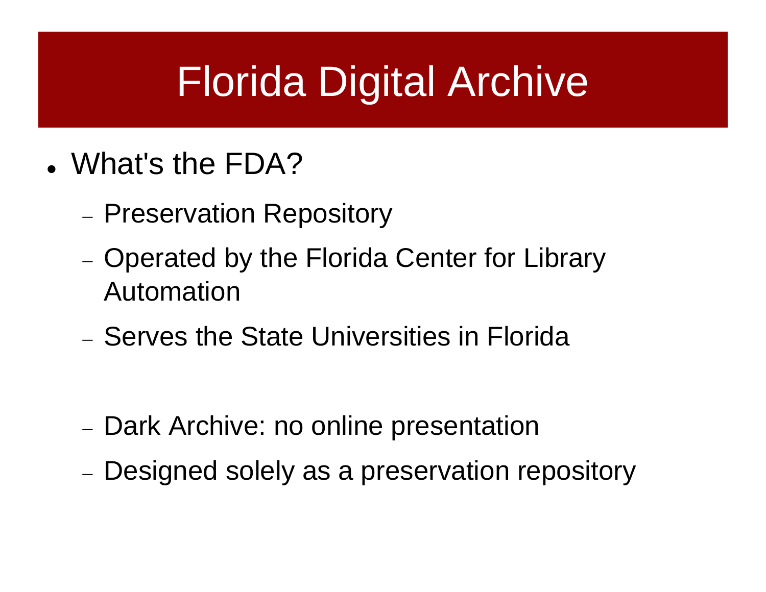# Florida Digital Archive

- What's the FDA?
  - Preservation Repository
  - Operated by the Florida Center for Library Automation
  - Serves the State Universities in Florida

  - Dark Archive: no online presentation
  - Designed solely as a preservation repository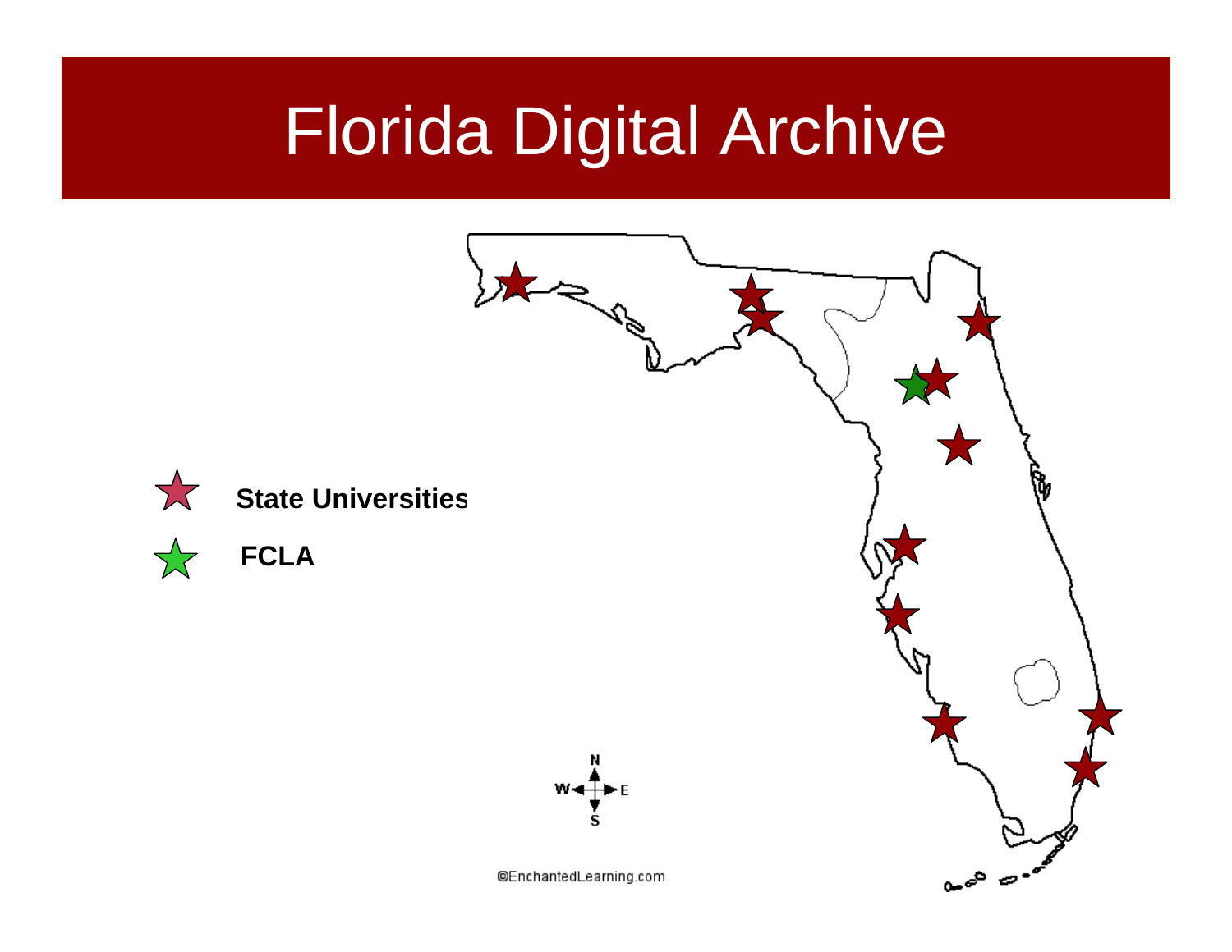# Florida Digital Archive

State Universities

FCLA

©EnchantedLearning.com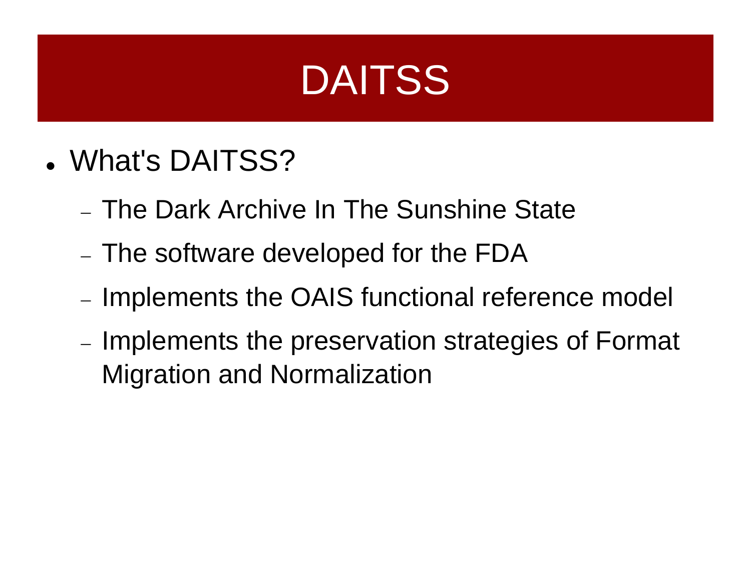# DAITSS

- What's DAITSS?
  - The Dark Archive In The Sunshine State
  - The software developed for the FDA
  - Implements the OAIS functional reference model
  - Implements the preservation strategies of Format Migration and Normalization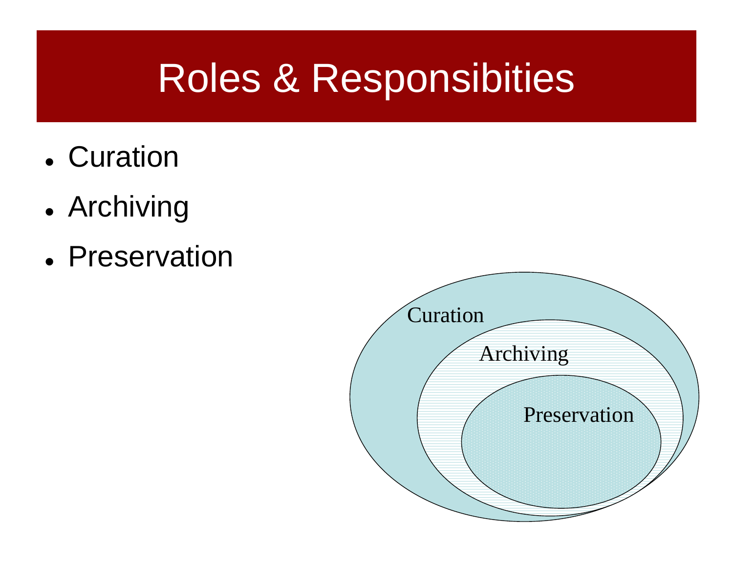# Roles & Responsibities

- Curation
- Archiving
- Preservation

Curation

Archiving

Preservation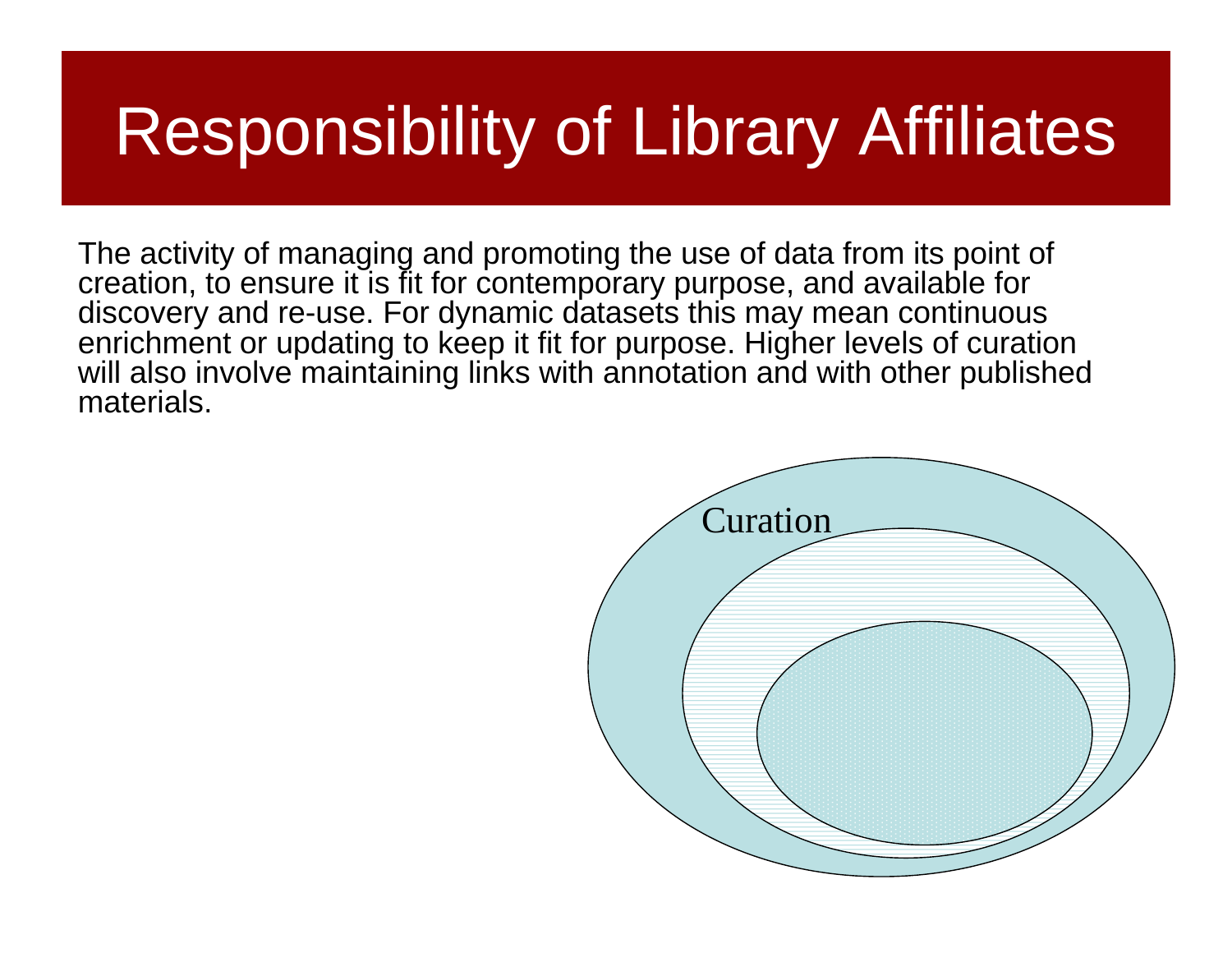# Responsibility of Library Affiliates

The activity of managing and promoting the use of data from its point of creation, to ensure it is fit for contemporary purpose, and available for discovery and re-use. For dynamic datasets this may mean continuous enrichment or updating to keep it fit for purpose. Higher levels of curation will also involve maintaining links with annotation and with other published materials.

Curation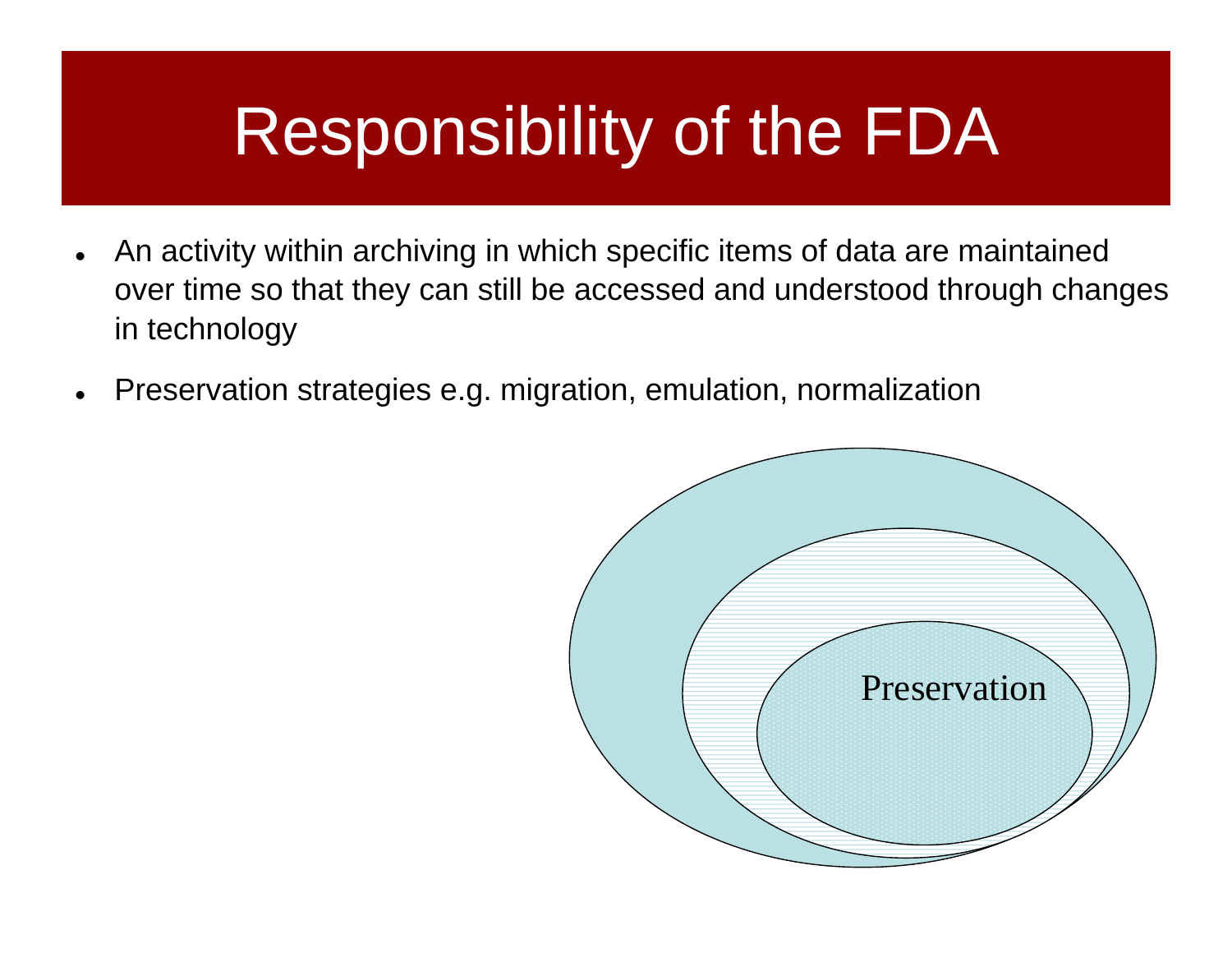# Responsibility of the FDA

- An activity within archiving in which specific items of data are maintained over time so that they can still be accessed and understood through changes in technology
- Preservation strategies e.g. migration, emulation, normalization

Preservation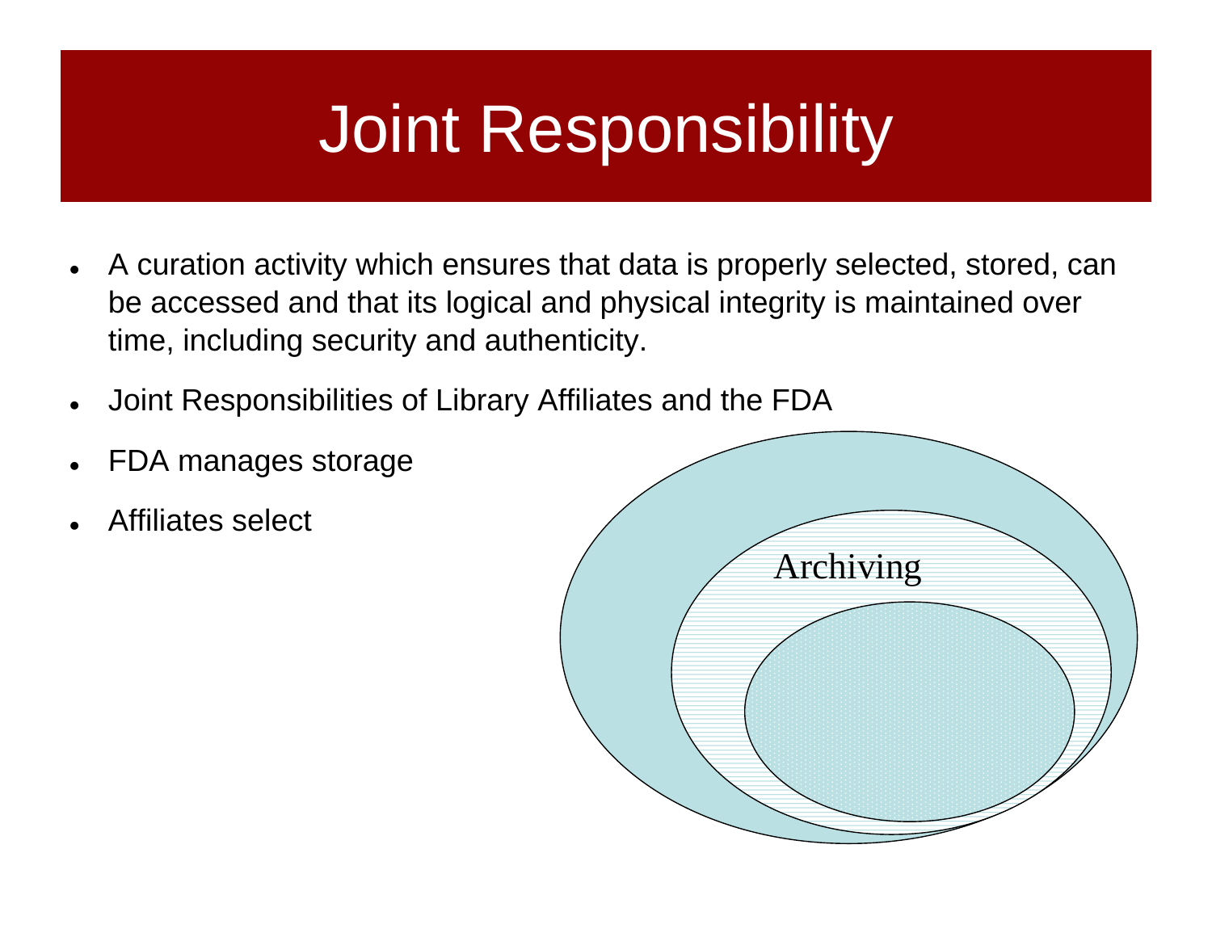# Joint Responsibility

- A curation activity which ensures that data is properly selected, stored, can be accessed and that its logical and physical integrity is maintained over time, including security and authenticity.
- Joint Responsibilities of Library Affiliates and the FDA
- FDA manages storage
- Affiliates select

Archiving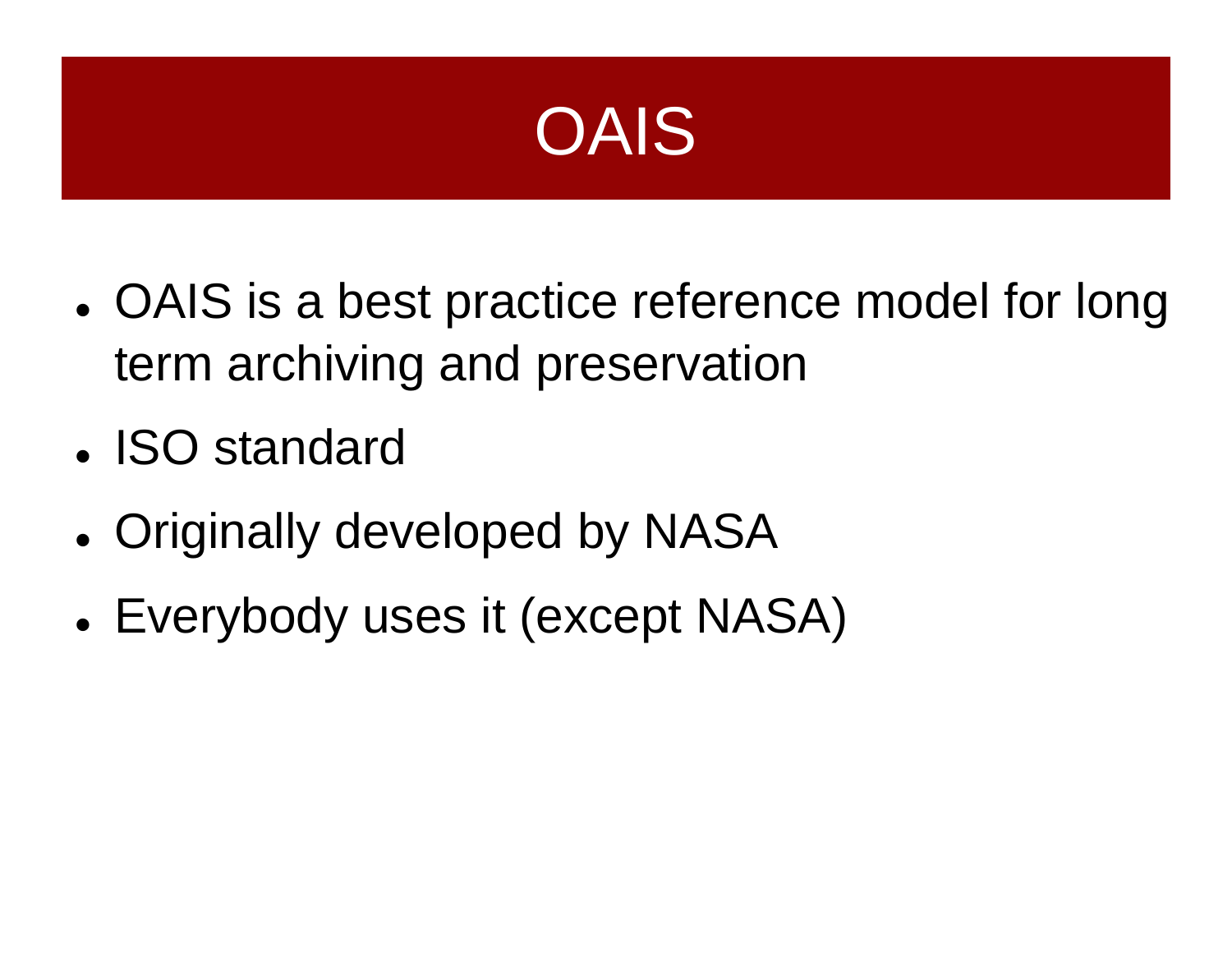# OAIS

- OAIS is a best practice reference model for long term archiving and preservation
- ISO standard
- Originally developed by NASA
- Everybody uses it (except NASA)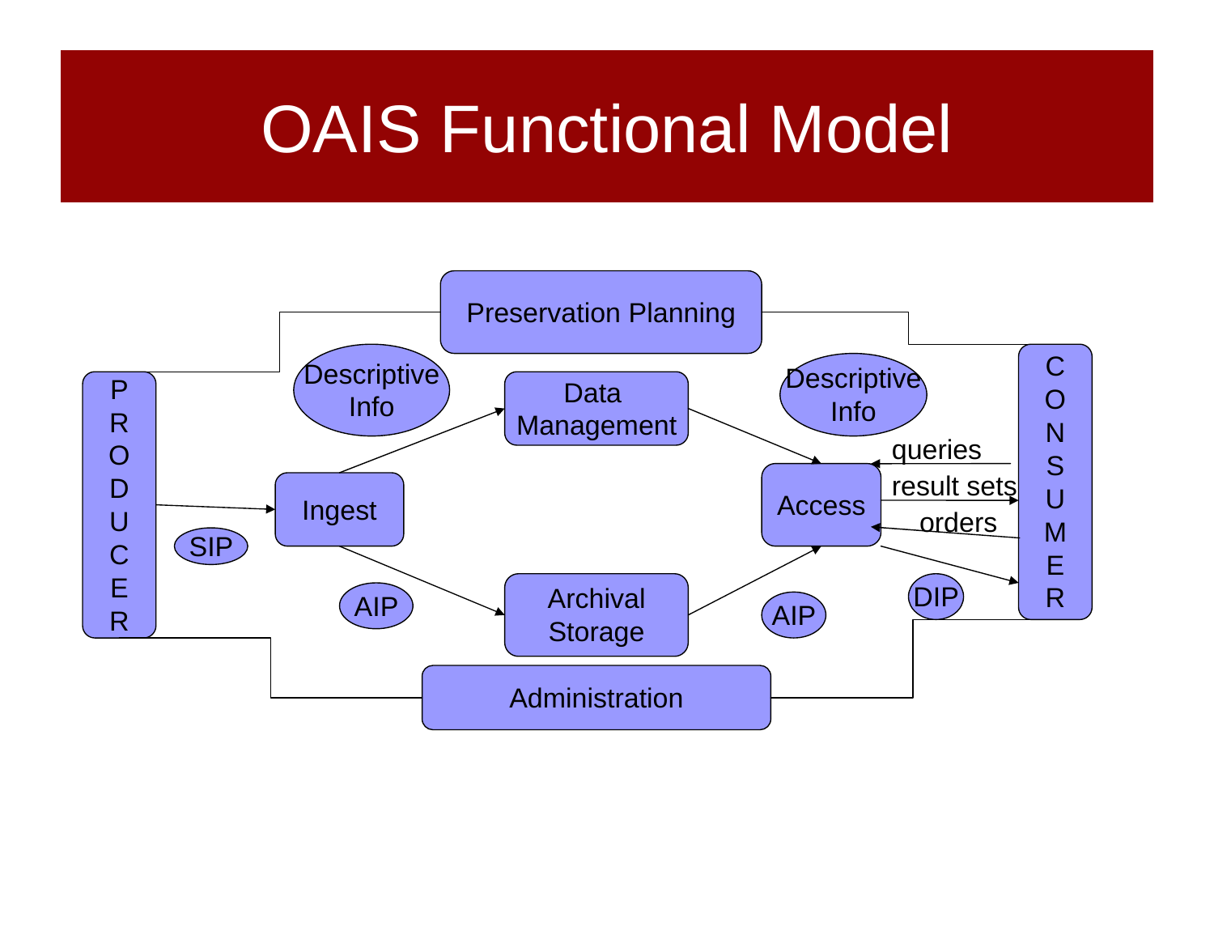# OAIS Functional Model

PRODUCER

SIP

Ingest

AIP

Descriptive Info

Data Management

Preservation Planning

Archival Storage

Administration

Descriptive Info

Access

AIP

queries

result sets

orders

DIP

CONSUMER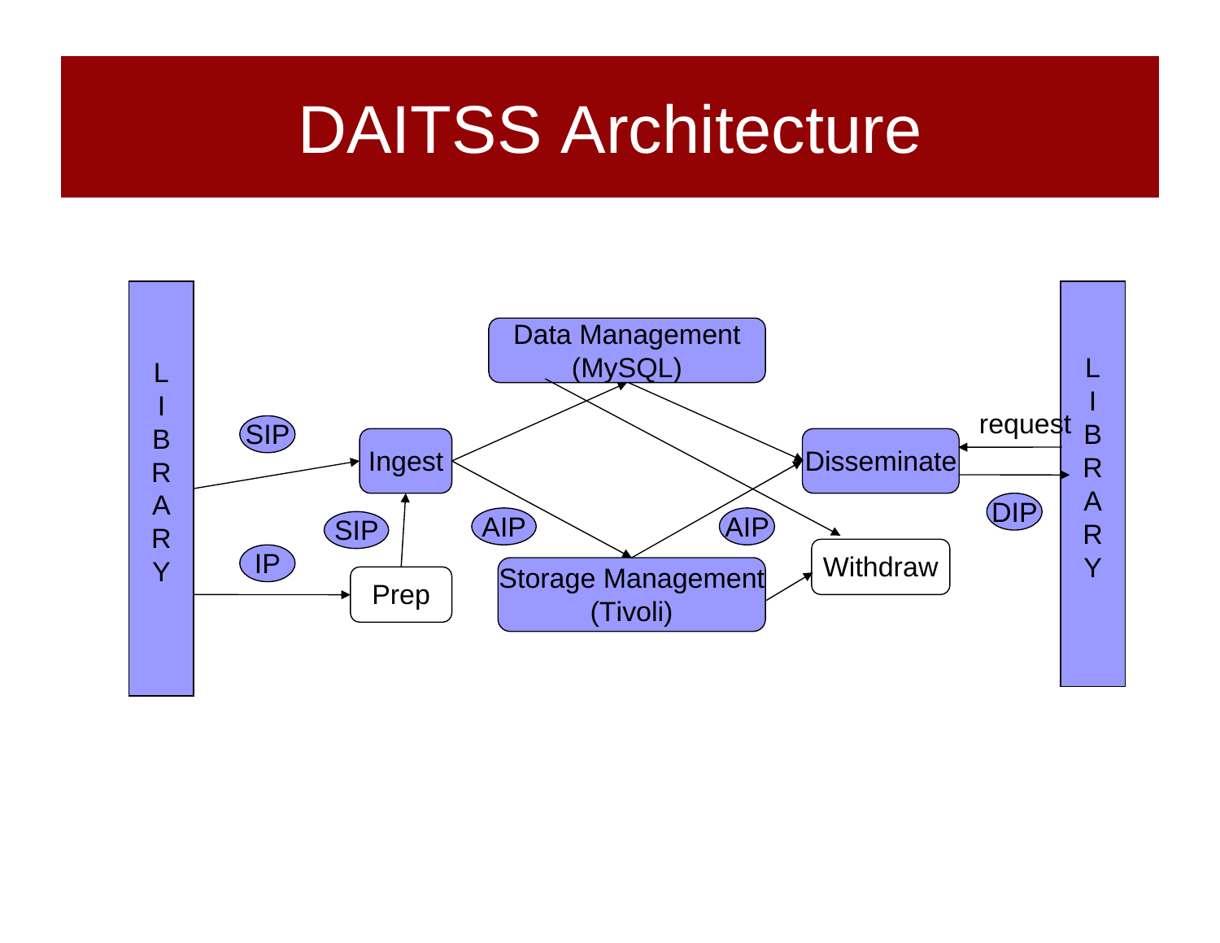# DAITSS Architecture

LIBRARY

SIP

IP

SIP

Ingest

Prep

Data Management (MySQL)

AIP

Storage Management (Tivoli)

AIP

Disseminate

Withdraw

request

DIP

LIBRARY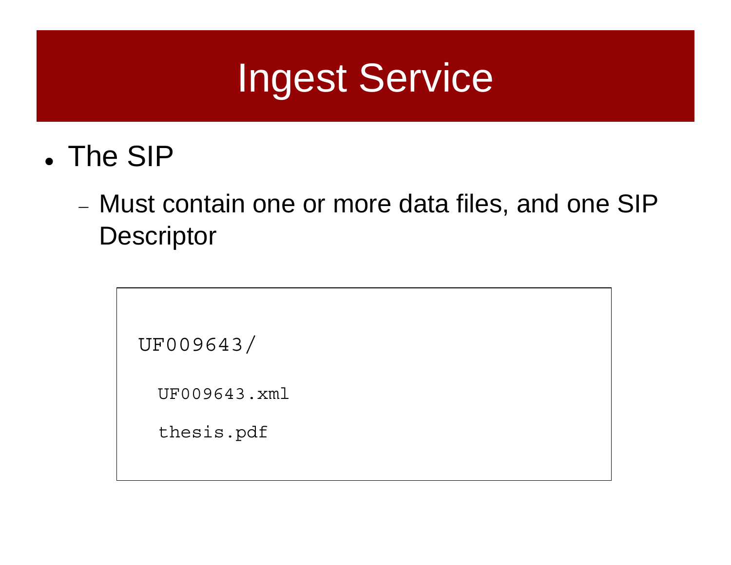# Ingest Service

- The SIP
  - Must contain one or more data files, and one SIP Descriptor

```
UF009643/
  UF009643.xml
  thesis.pdf
```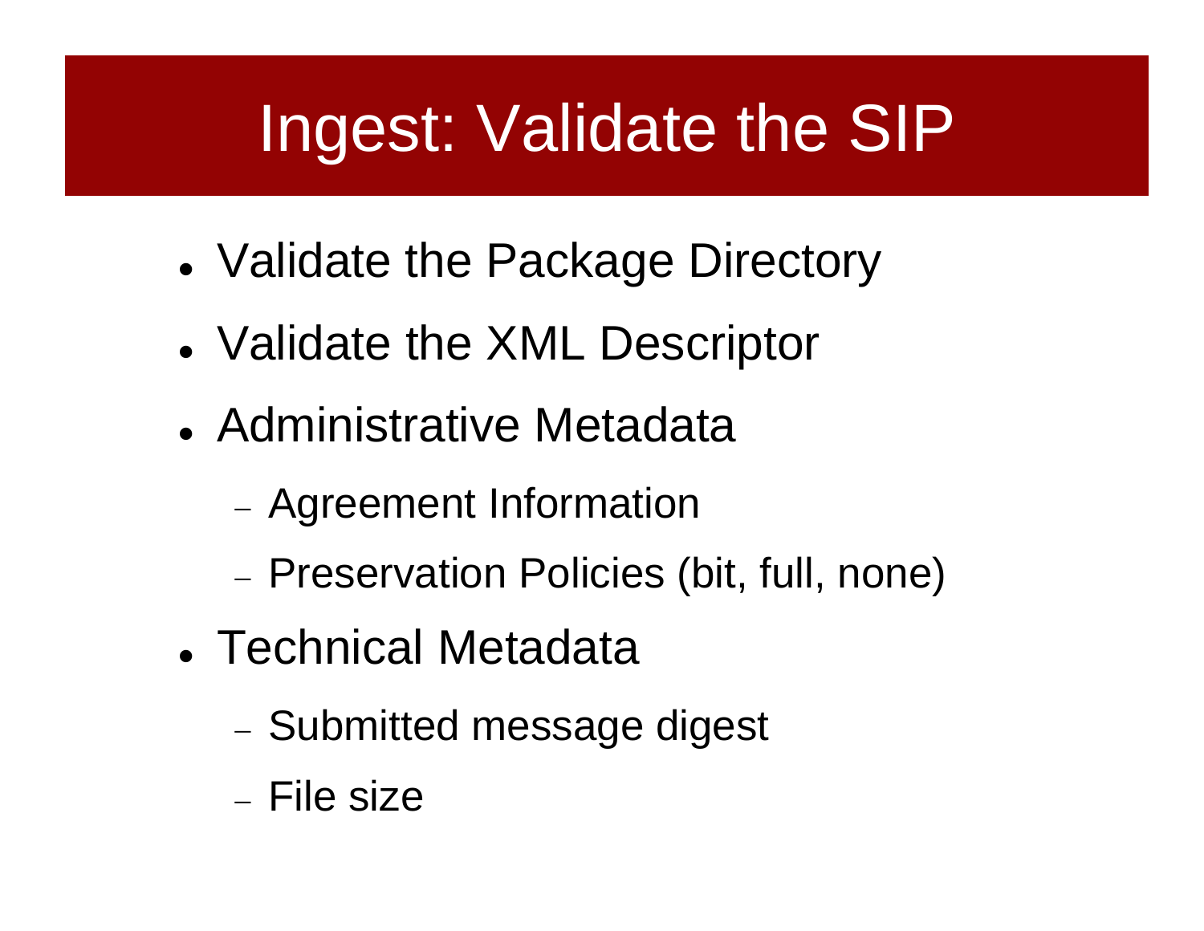# Ingest: Validate the SIP

- Validate the Package Directory
- Validate the XML Descriptor
- Administrative Metadata
  - Agreement Information
  - Preservation Policies (bit, full, none)
- Technical Metadata
  - Submitted message digest
  - File size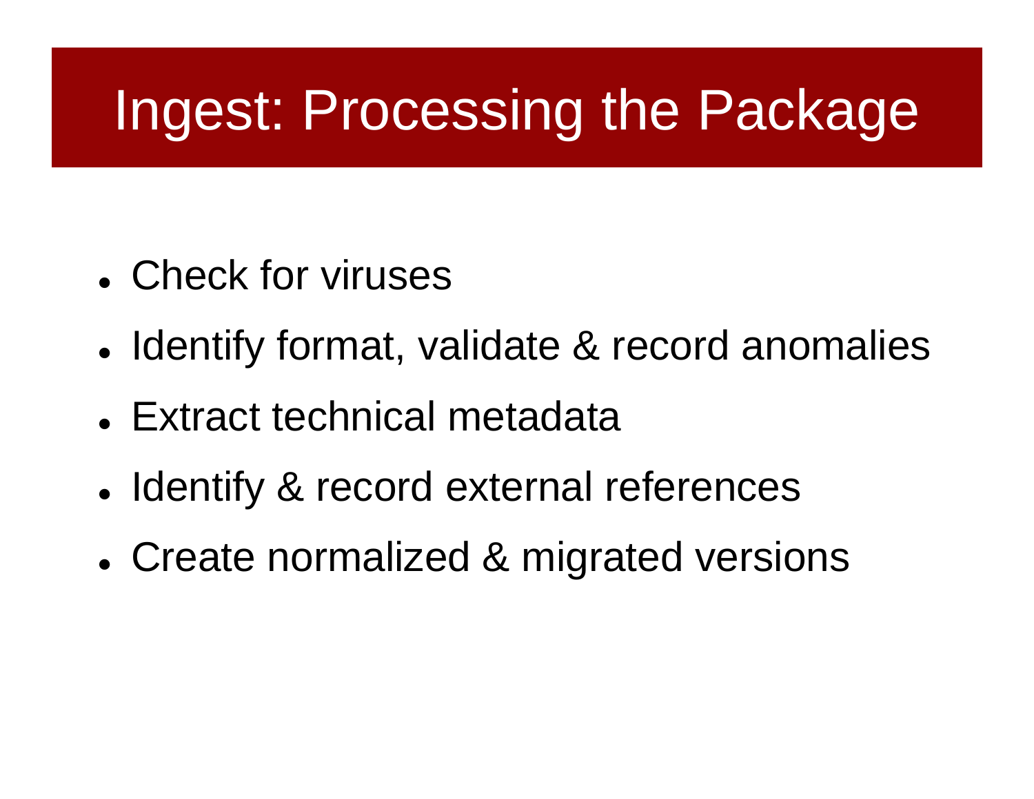# Ingest: Processing the Package

- Check for viruses
- Identify format, validate & record anomalies
- Extract technical metadata
- Identify & record external references
- Create normalized & migrated versions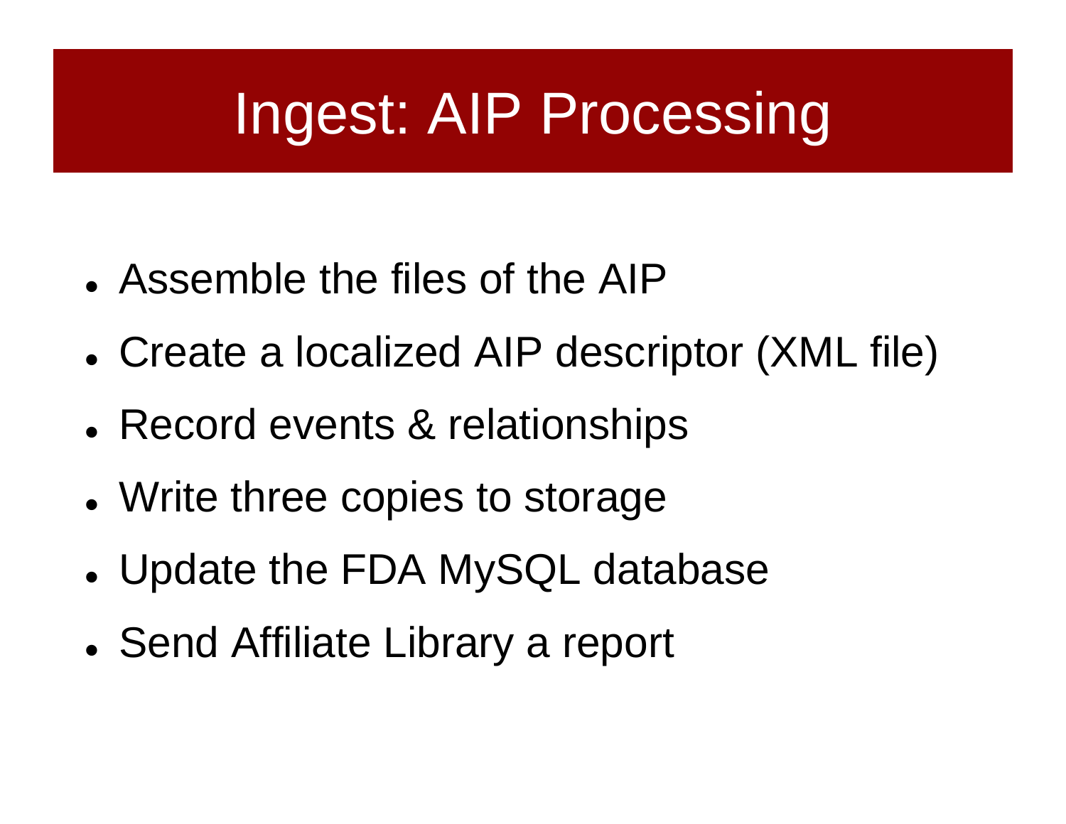# Ingest: AIP Processing

- Assemble the files of the AIP
- Create a localized AIP descriptor (XML file)
- Record events & relationships
- Write three copies to storage
- Update the FDA MySQL database
- Send Affiliate Library a report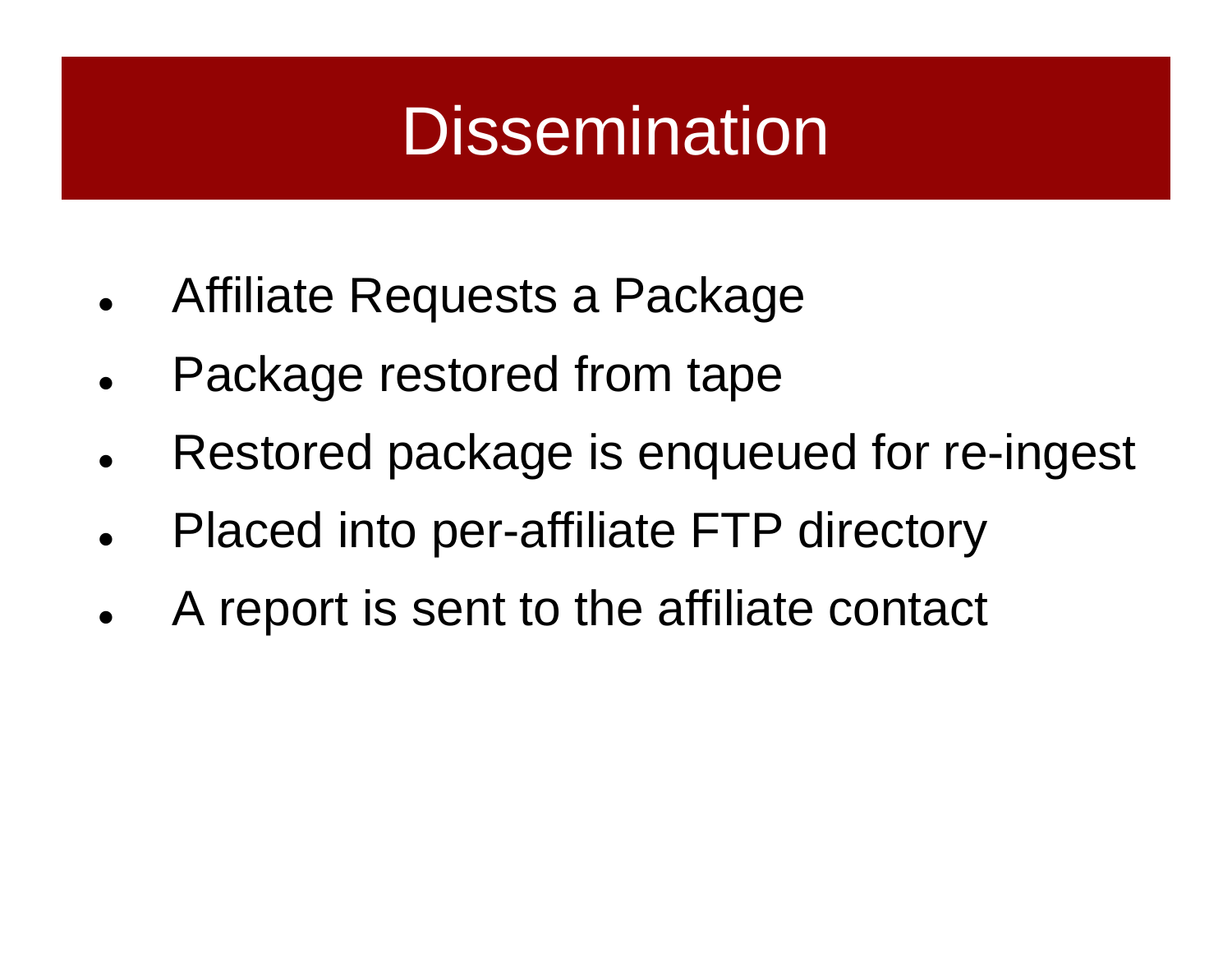# Dissemination

- Affiliate Requests a Package
- Package restored from tape
- Restored package is enqueued for re-ingest
- Placed into per-affiliate FTP directory
- A report is sent to the affiliate contact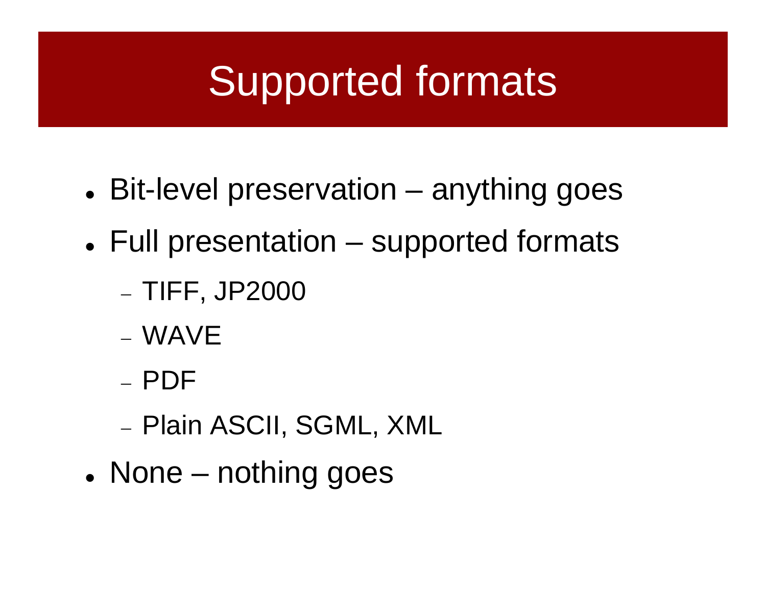# Supported formats

- Bit-level preservation – anything goes
- Full presentation – supported formats
  - TIFF, JP2000
  - WAVE
  - PDF
  - Plain ASCII, SGML, XML
- None – nothing goes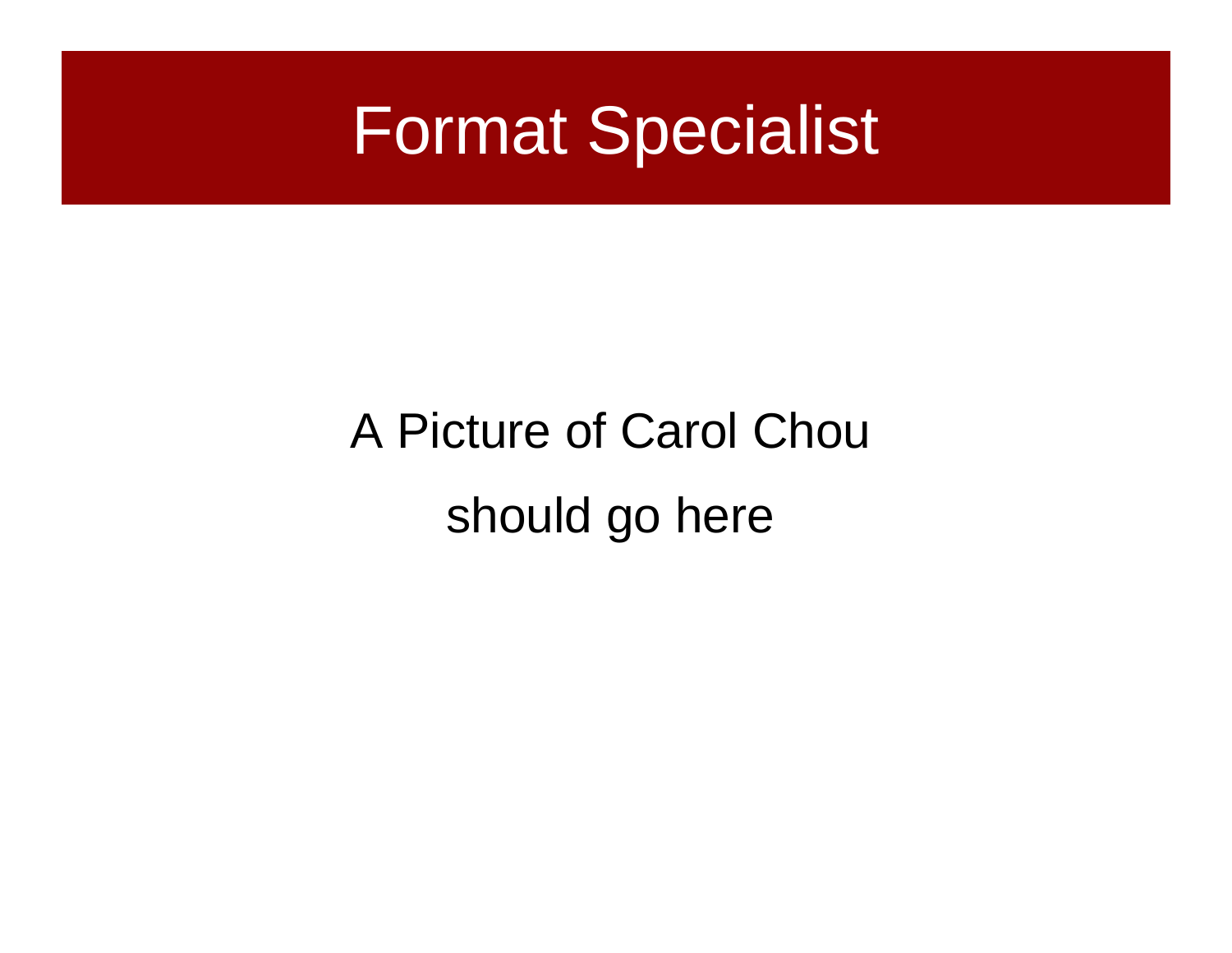# Format Specialist

A Picture of Carol Chou

should go here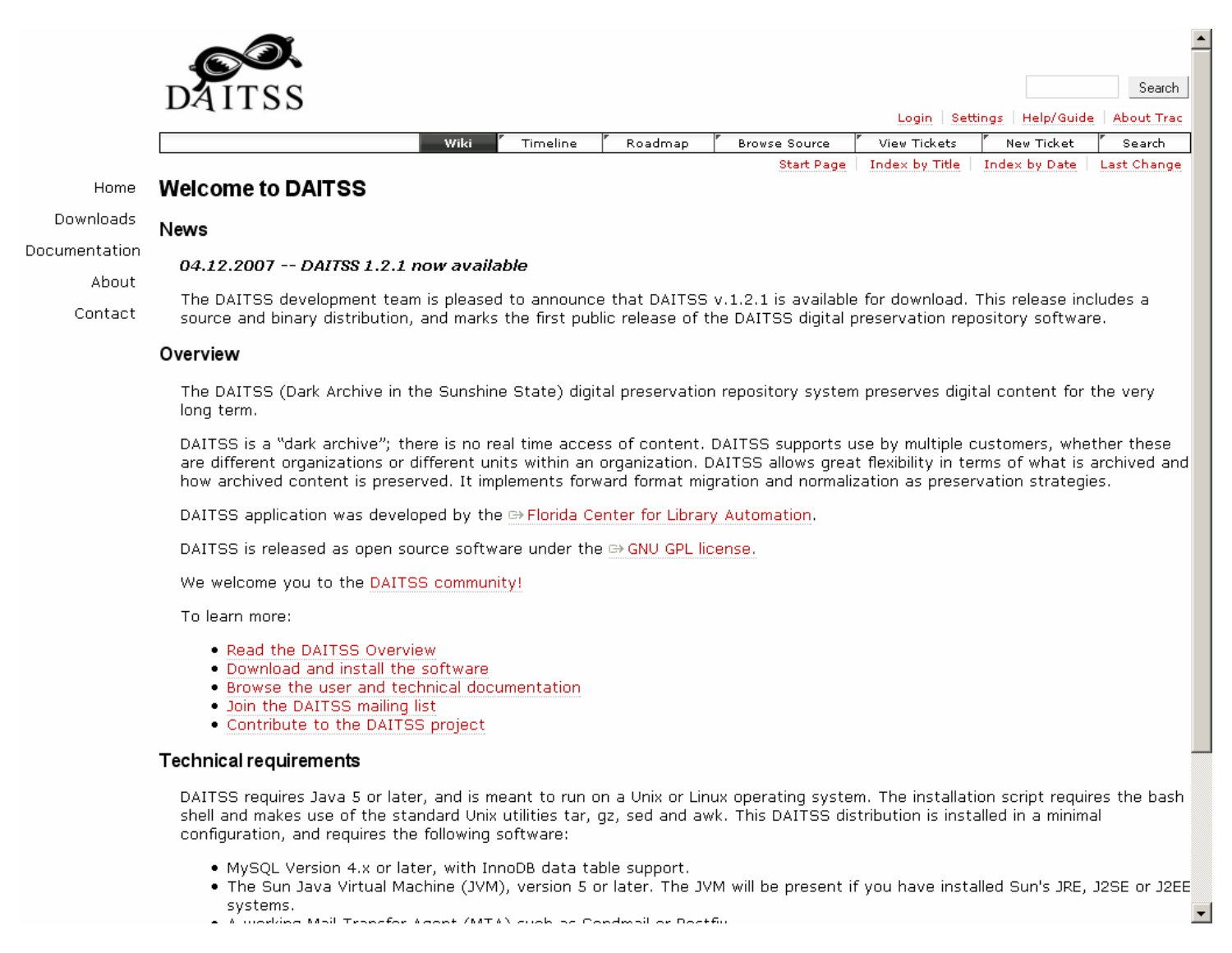DAITSS

Search

Login | Settings | Help/Guide | About Trac

Wiki | Timeline | Roadmap | Browse Source | View Tickets | New Ticket | Search

Start Page | Index by Title | Index by Date | Last Change

Home

Downloads

Documentation

About

Contact

# Welcome to DAITSS

## News

### *04.12.2007 -- DAITSS 1.2.1 now available*

The DAITSS development team is pleased to announce that DAITSS v.1.2.1 is available for download. This release includes a source and binary distribution, and marks the first public release of the DAITSS digital preservation repository software.

## Overview

The DAITSS (Dark Archive in the Sunshine State) digital preservation repository system preserves digital content for the very long term.

DAITSS is a "dark archive"; there is no real time access of content. DAITSS supports use by multiple customers, whether these are different organizations or different units within an organization. DAITSS allows great flexibility in terms of what is archived and how archived content is preserved. It implements forward format migration and normalization as preservation strategies.

DAITSS application was developed by the Florida Center for Library Automation.

DAITSS is released as open source software under the GNU GPL license.

We welcome you to the DAITSS community!

To learn more:

- Read the DAITSS Overview
- Download and install the software
- Browse the user and technical documentation
- Join the DAITSS mailing list
- Contribute to the DAITSS project

## Technical requirements

DAITSS requires Java 5 or later, and is meant to run on a Unix or Linux operating system. The installation script requires the bash shell and makes use of the standard Unix utilities tar, gz, sed and awk. This DAITSS distribution is installed in a minimal configuration, and requires the following software:

- MySQL Version 4.x or later, with InnoDB data table support.
- The Sun Java Virtual Machine (JVM), version 5 or later. The JVM will be present if you have installed Sun's JRE, J2SE or J2EE systems.
- A working Mail Transfer Agent (MTA) such as Sendmail or Postfix